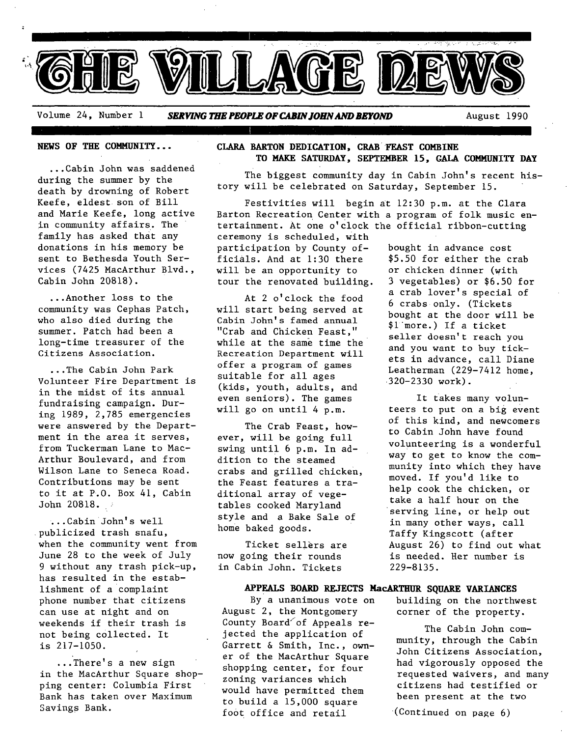# THE VILLAGE NEWS

Volume 24, Number 1 *SERVING THE PEOPLE OF CABIN JOHN AND BEYOND* August 1990

## NEWS OF THE COMMUNITY...

...Cabin John was saddened during the summer by the death by drowning of Robert Keefe, eldest son of Bill and Marie Keefe, long active in community affairs. The family has asked that any donations in his memory be sent to Bethesda Youth Services (7425 MacArthur Blvd., Cabin John 20818).

...Another loss to the community was Cephas Patch, who also died during the summer. Patch had been a long-time treasurer of the Citizens Association.

...The Cabin John Park Volunteer Fire Department is in the midst of its annual fundraising campaign. During 1989, 2,785 emergencies were answered by the Department in the area it serves, from Tuckerman Lane to MacArthur Boulevard, and from Wilson Lane to Seneca Road. Contributions may be sent to it at P.O. Box 41, Cabin John 20818.

...Cabin John's well publicized trash snafu, when the community went from June 28 to the week of July 9 without any trash pick-up, has resulted in the establishment of a complaint phone number that citizens can use at night and on weekends if their trash is not being collected. It is 217-1050.

...There's a new sign in the MacArthur Square shopping center: Columbia First Bank has taken over Maximum Savings Bank.

## CLARA BARTON DEDICATION, CRAB FEAST COMBINE TO MAKE SATURDAY, SEPTEMBER 15, GALA COMMUNITY DAY

The biggest community day in Cabin John's recent history will be celebrated on Saturday, September 15.

Festivities will begin at 12:30 p.m. at the Clara Barton Recreation Center with a program of folk music entertainment. At one o'clock the official ribbon-cutting ceremony is scheduled, with participation by County officials. And at 1:30 there will be an opportunity to tour the renovated building.

At 2 o'clock the food will start being served at Cabin John's famed annual "Crab and Chicken Feast," while at the same time the Recreation Department will offer a program of games suitable for all ages (kids, youth, adults, and even seniors). The games will go on until 4 p.m.

The Crab Feast, however, will be going full swing until 6 p.m. In addition to the steamed crabs and grilled chicken, the Feast features a traditional array of vegetables cooked Maryland style and a Bake Sale of home baked goods.

Ticket sellers are now going their rounds in Cabin John. Tickets bought in advance cost $5.50 for either the crab or chicken dinner (with 3 vegetables) or $6.50 for a crab lover's special of 6 crabs only. (Tickets bought at the door will be $1 more.) If a ticket seller doesn't reach you and you want to buy tickets in advance, call Diane Leatherman (229-7412 home, 320-2330 work).

It takes many volunteers to put on a big event of this kind, and newcomers to Cabin John have found volunteering is a wonderful way to get to know the community into which they have moved. If you'd like to help cook the chicken, or take a half hour on the serving line, or help out in many other ways, call Taffy Kingscott (after August 26) to find out what is needed. Her number is 229-8135.

## APPEALS BOARD REJECTS MacARTHUR SQUARE VARIANCES

By a unanimous vote on August 2, the Montgomery County Board of Appeals rejected the application of Garrett & Smith, Inc., owner of the MacArthur Square shopping center, for four zoning variances which would have permitted them to build a 15,000 square foot office and retail building on the northwest corner of the property.

The Cabin John community, through the Cabin John Citizens Association, had vigorously opposed the requested waivers, and many citizens had testified or been present at the two

(Continued on page 6)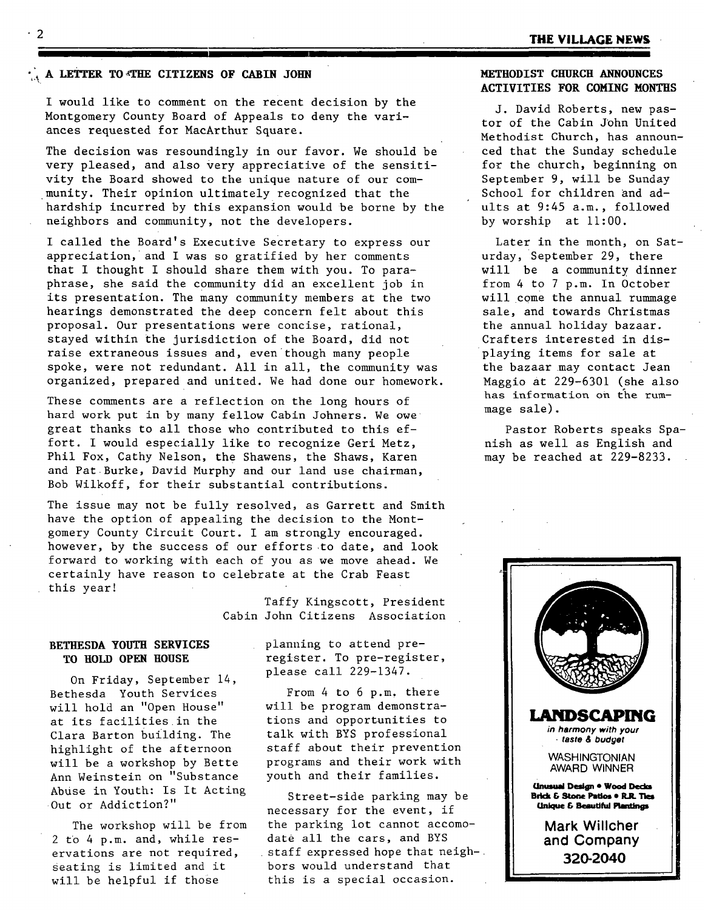## A LETTER TO THE CITIZENS OF CABIN JOHN

I would like to comment on the recent decision by the Montgomery County Board of Appeals to deny the variances requested for MacArthur Square.

The decision was resoundingly in our favor. We should be very pleased, and also very appreciative of the sensitivity the Board showed to the unique nature of our community. Their opinion ultimately recognized that the hardship incurred by this expansion would be borne by the neighbors and community, not the developers.

I called the Board's Executive Secretary to express our appreciation, and I was so gratified by her comments that I thought I should share them with you. To paraphrase, she said the community did an excellent job in its presentation. The many community members at the two hearings demonstrated the deep concern felt about this proposal. Our presentations were concise, rational, stayed within the jurisdiction of the Board, did not raise extraneous issues and, even though many people spoke, were not redundant. All in all, the community was organized, prepared and united. We had done our homework.

These comments are a reflection on the long hours of hard work put in by many fellow Cabin Johners. We owe great thanks to all those who contributed to this effort. I would especially like to recognize Geri Metz, Phil Fox, Cathy Nelson, the Shawens, the Shaws, Karen and Pat Burke, David Murphy and our land use chairman, Bob Wilkoff, for their substantial contributions.

The issue may not be fully resolved, as Garrett and Smith have the option of appealing the decision to the Montgomery County Circuit Court. I am strongly encouraged, however, by the success of our efforts to date, and look forward to working with each of you as we move ahead. We certainly have reason to celebrate at the Crab Feast this year!

Taffy Kingscott, President
Cabin John Citizens Association

## BETHESDA YOUTH SERVICES TO HOLD OPEN HOUSE

On Friday, September 14, Bethesda Youth Services will hold an "Open House" at its facilities in the Clara Barton building. The highlight of the afternoon will be a workshop by Bette Ann Weinstein on "Substance Abuse in Youth: Is It Acting Out or Addiction?"

The workshop will be from 2 to 4 p.m. and, while reservations are not required, seating is limited and it will be helpful if those planning to attend pre-register. To pre-register, please call 229-1347.

From 4 to 6 p.m. there will be program demonstrations and opportunities to talk with BYS professional staff about their prevention programs and their work with youth and their families.

Street-side parking may be necessary for the event, if the parking lot cannot accomodate all the cars, and BYS staff expressed hope that neighbors would understand that this is a special occasion.

## METHODIST CHURCH ANNOUNCES ACTIVITIES FOR COMING MONTHS

J. David Roberts, new pastor of the Cabin John United Methodist Church, has announced that the Sunday schedule for the church, beginning on September 9, will be Sunday School for children and adults at 9:45 a.m., followed by worship at 11:00.

Later in the month, on Saturday, September 29, there will be a community dinner from 4 to 7 p.m. In October will come the annual rummage sale, and towards Christmas the annual holiday bazaar. Crafters interested in displaying items for sale at the bazaar may contact Jean Maggio at 229-6301 (she also has information on the rummage sale).

Pastor Roberts speaks Spanish as well as English and may be reached at 229-8233.

**LANDSCAPING**

*in harmony with your taste & budget*

WASHINGTONIAN AWARD WINNER

**Unusual Design • Wood Decks**
**Brick & Stone Patios • R.R. Ties**
**Unique & Beautiful Plantings**

**Mark Willcher and Company**
**320-2040**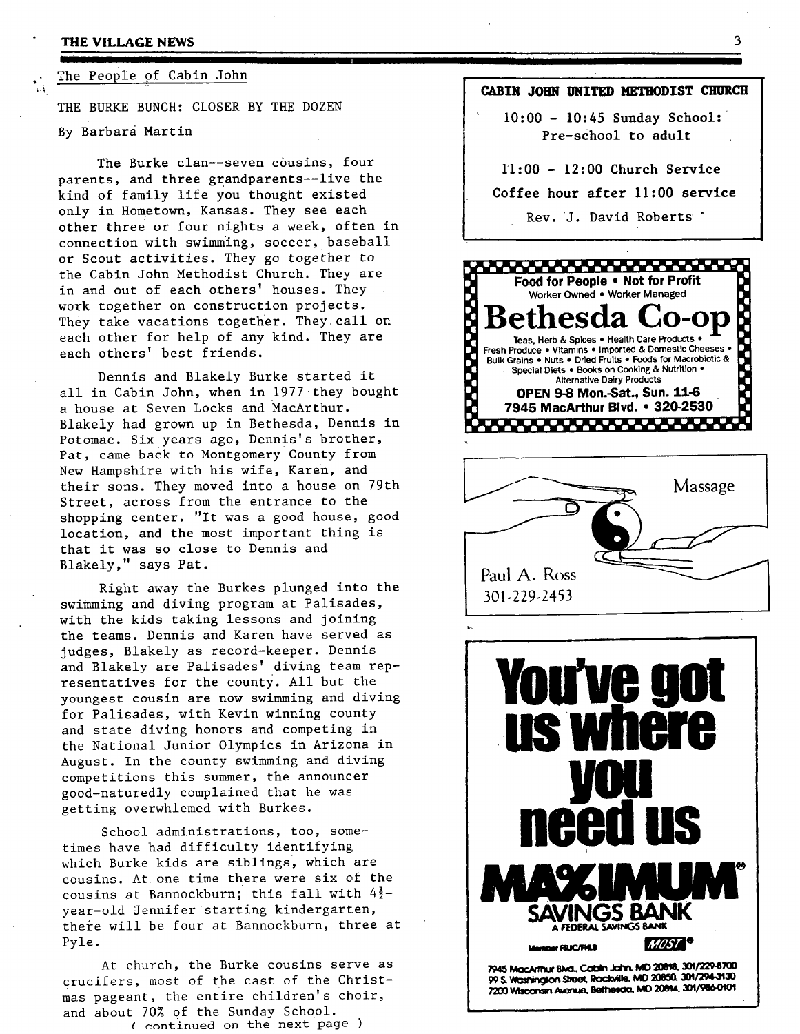The People of Cabin John

## THE BURKE BUNCH: CLOSER BY THE DOZEN

By Barbara Martin

The Burke clan--seven cousins, four parents, and three grandparents--live the kind of family life you thought existed only in Hometown, Kansas. They see each other three or four nights a week, often in connection with swimming, soccer, baseball or Scout activities. They go together to the Cabin John Methodist Church. They are in and out of each others' houses. They work together on construction projects. They take vacations together. They call on each other for help of any kind. They are each others' best friends.

Dennis and Blakely Burke started it all in Cabin John, when in 1977 they bought a house at Seven Locks and MacArthur. Blakely had grown up in Bethesda, Dennis in Potomac. Six years ago, Dennis's brother, Pat, came back to Montgomery County from New Hampshire with his wife, Karen, and their sons. They moved into a house on 79th Street, across from the entrance to the shopping center. "It was a good house, good location, and the most important thing is that it was so close to Dennis and Blakely," says Pat.

Right away the Burkes plunged into the swimming and diving program at Palisades, with the kids taking lessons and joining the teams. Dennis and Karen have served as judges, Blakely as record-keeper. Dennis and Blakely are Palisades' diving team representatives for the county. All but the youngest cousin are now swimming and diving for Palisades, with Kevin winning county and state diving honors and competing in the National Junior Olympics in Arizona in August. In the county swimming and diving competitions this summer, the announcer good-naturedly complained that he was getting overwhlemed with Burkes.

School administrations, too, sometimes have had difficulty identifying which Burke kids are siblings, which are cousins. At one time there were six of the cousins at Bannockburn; this fall with 4½-year-old Jennifer starting kindergarten, there will be four at Bannockburn, three at Pyle.

At church, the Burke cousins serve as crucifers, most of the cast of the Christmas pageant, the entire children's choir, and about 70% of the Sunday School.

( continued on the next page )

---

**CABIN JOHN UNITED METHODIST CHURCH**

**10:00 - 10:45 Sunday School: Pre-school to adult**

**11:00 - 12:00 Church Service**

**Coffee hour after 11:00 service**

Rev. J. David Roberts

---

**Food for People • Not for Profit**
Worker Owned • Worker Managed

# Bethesda Co-op

Teas, Herb & Spices • Health Care Products • Fresh Produce • Vitamins • Imported & Domestic Cheeses • Bulk Grains • Nuts • Dried Fruits • Foods for Macrobiotic & Special Diets • Books on Cooking & Nutrition • Alternative Dairy Products

**OPEN 9-8 Mon.-Sat., Sun. 11-6**
**7945 MacArthur Blvd. • 320-2530**

---

Massage

Paul A. Ross
301-229-2453

---

# You've got us where you need us

**MAXIMUM® SAVINGS BANK**
A FEDERAL SAVINGS BANK

Member FSLIC/FHLB MOST®

7945 MacArthur Blvd., Cabin John, MD 20818, 301/229-8700
99 S. Washington Street, Rockville, MD 20850, 301/294-3130
7200 Wisconsin Avenue, Bethesda, MD 20814, 301/986-0101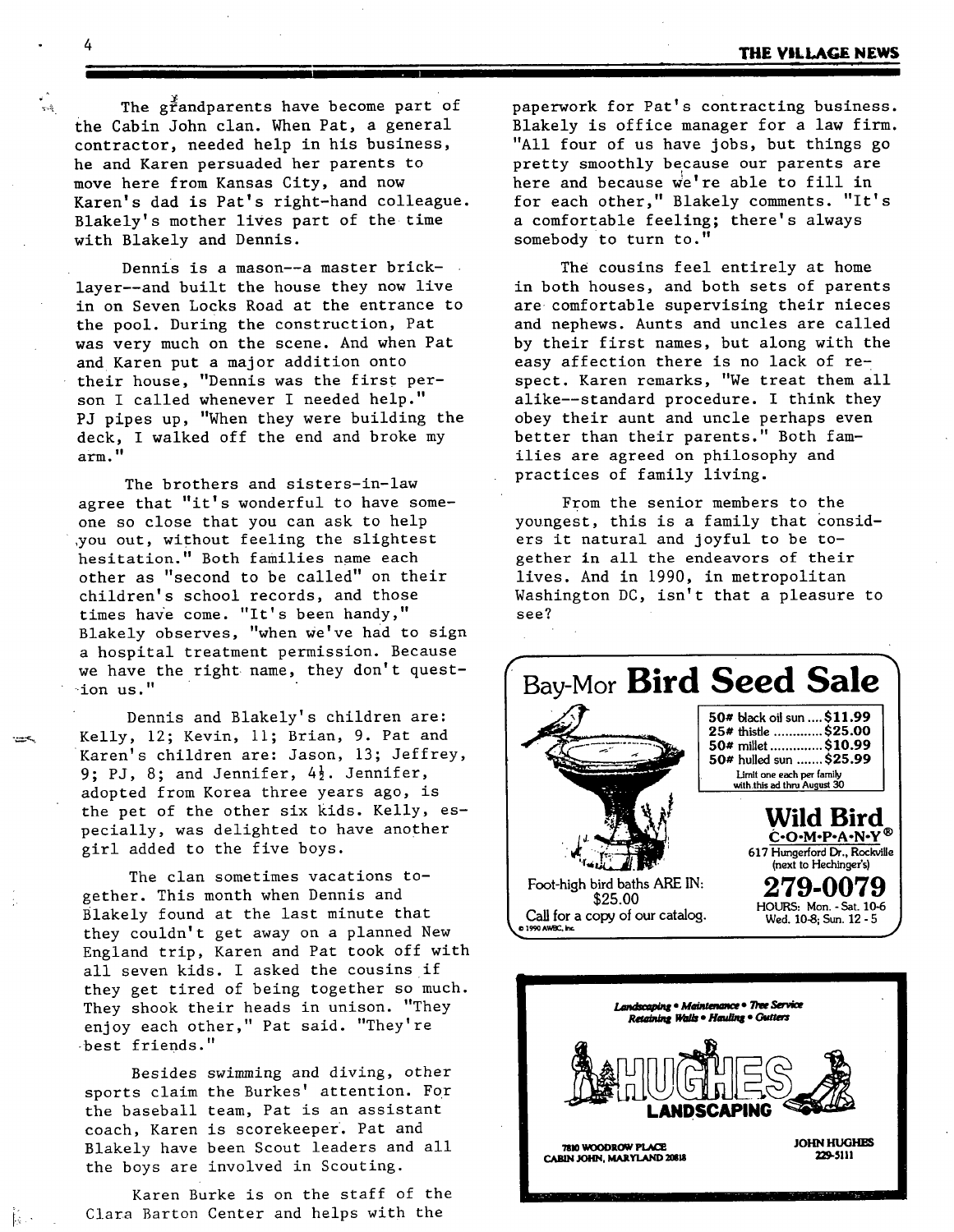The grandparents have become part of the Cabin John clan. When Pat, a general contractor, needed help in his business, he and Karen persuaded her parents to move here from Kansas City, and now Karen's dad is Pat's right-hand colleague. Blakely's mother lives part of the time with Blakely and Dennis.

Dennis is a mason--a master brick-layer--and built the house they now live in on Seven Locks Road at the entrance to the pool. During the construction, Pat was very much on the scene. And when Pat and Karen put a major addition onto their house, "Dennis was the first person I called whenever I needed help." PJ pipes up, "When they were building the deck, I walked off the end and broke my arm."

The brothers and sisters-in-law agree that "it's wonderful to have someone so close that you can ask to help you out, without feeling the slightest hesitation." Both families name each other as "second to be called" on their children's school records, and those times have come. "It's been handy," Blakely observes, "when we've had to sign a hospital treatment permission. Because we have the right name, they don't question us."

Dennis and Blakely's children are: Kelly, 12; Kevin, 11; Brian, 9. Pat and Karen's children are: Jason, 13; Jeffrey, 9; PJ, 8; and Jennifer, 4½. Jennifer, adopted from Korea three years ago, is the pet of the other six kids. Kelly, especially, was delighted to have another girl added to the five boys.

The clan sometimes vacations together. This month when Dennis and Blakely found at the last minute that they couldn't get away on a planned New England trip, Karen and Pat took off with all seven kids. I asked the cousins if they get tired of being together so much. They shook their heads in unison. "They enjoy each other," Pat said. "They're best friends."

Besides swimming and diving, other sports claim the Burkes' attention. For the baseball team, Pat is an assistant coach, Karen is scorekeeper. Pat and Blakely have been Scout leaders and all the boys are involved in Scouting.

Karen Burke is on the staff of the Clara Barton Center and helps with the paperwork for Pat's contracting business. Blakely is office manager for a law firm. "All four of us have jobs, but things go pretty smoothly because our parents are here and because we're able to fill in for each other," Blakely comments. "It's a comfortable feeling; there's always somebody to turn to."

The cousins feel entirely at home in both houses, and both sets of parents are comfortable supervising their nieces and nephews. Aunts and uncles are called by their first names, but along with the easy affection there is no lack of respect. Karen remarks, "We treat them all alike--standard procedure. I think they obey their aunt and uncle perhaps even better than their parents." Both families are agreed on philosophy and practices of family living.

From the senior members to the youngest, this is a family that considers it natural and joyful to be together in all the endeavors of their lives. And in 1990, in metropolitan Washington DC, isn't that a pleasure to see?

---

## Bay-Mor **Bird Seed Sale**

- 50# black oil sun .... $11.99
- 25# thistle ............ $25.00
- 50# millet .............. $10.99
- 50# hulled sun ....... $25.99

Limit one each per family with this ad thru August 30

Foot-high bird baths ARE IN: $25.00

Call for a copy of our catalog.

**Wild Bird C·O·M·P·A·N·Y®**
617 Hungerford Dr., Rockville (next to Hechinger's)

**279-0079**

HOURS: Mon. - Sat. 10-6 Wed. 10-8; Sun. 12 - 5

© 1990 AWBC, Inc.

---

*Landscaping • Maintenance • Tree Service Retaining Walls • Hauling • Gutters*

**HUGHES LANDSCAPING**

7810 WOODROW PLACE
CABIN JOHN, MARYLAND 20818

JOHN HUGHES
229-5111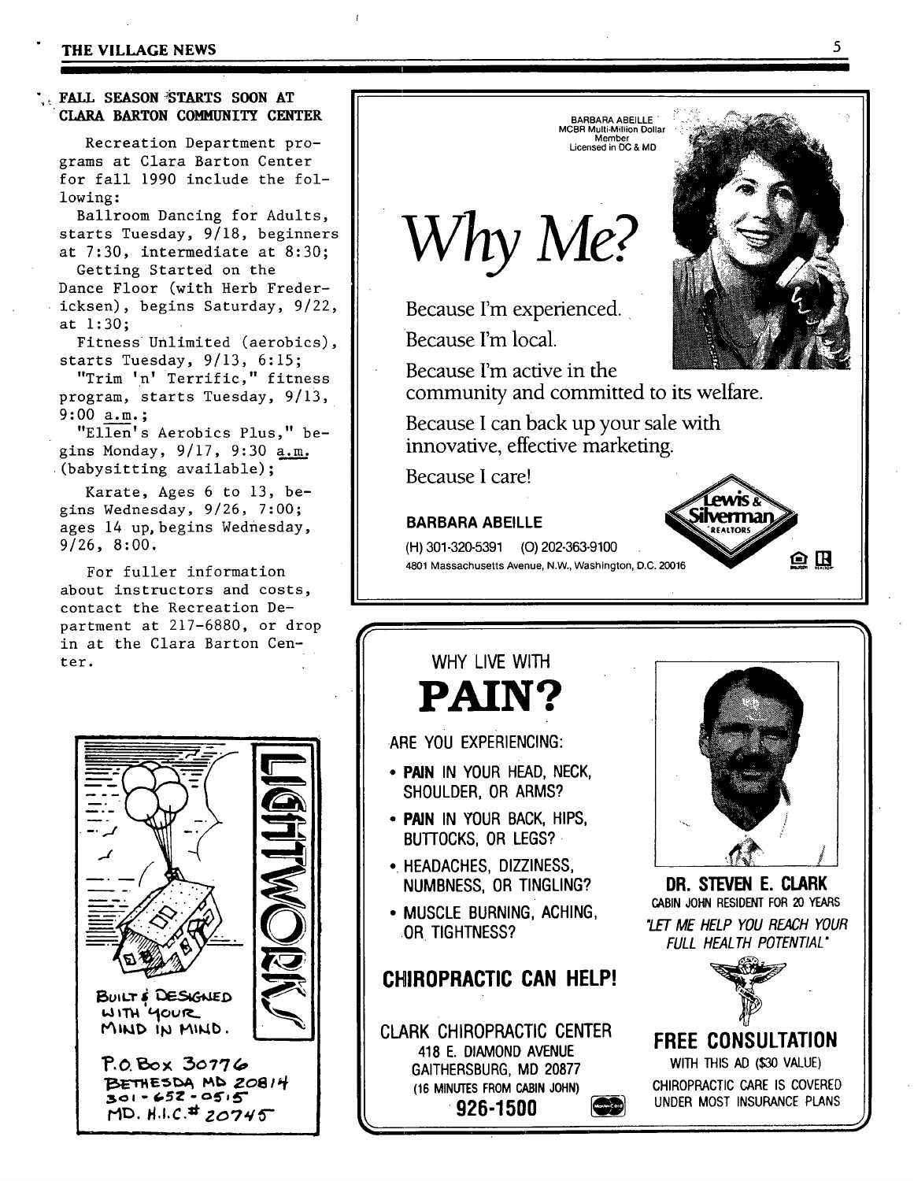## FALL SEASON STARTS SOON AT CLARA BARTON COMMUNITY CENTER

Recreation Department programs at Clara Barton Center for fall 1990 include the following:

Ballroom Dancing for Adults, starts Tuesday, 9/18, beginners at 7:30, intermediate at 8:30;

Getting Started on the Dance Floor (with Herb Fredericksen), begins Saturday, 9/22, at 1:30;

Fitness Unlimited (aerobics), starts Tuesday, 9/13, 6:15;

"Trim 'n' Terrific," fitness program, starts Tuesday, 9/13, 9:00 a.m.;

"Ellen's Aerobics Plus," begins Monday, 9/17, 9:30 a.m. (babysitting available);

Karate, Ages 6 to 13, begins Wednesday, 9/26, 7:00; ages 14 up, begins Wednesday, 9/26, 8:00.

For fuller information about instructors and costs, contact the Recreation Department at 217-6880, or drop in at the Clara Barton Center.

---

BARBARA ABEILLE
MCBR Multi-Million Dollar Member
Licensed in DC & MD

# Why Me?

Because I'm experienced.

Because I'm local.

Because I'm active in the community and committed to its welfare.

Because I can back up your sale with innovative, effective marketing.

Because I care!

**BARBARA ABEILLE**

(H) 301-320-5391 (O) 202-363-9100

4801 Massachusetts Avenue, N.W., Washington, D.C. 20016

Lewis & Silverman REALTORS

---

LIGHTWORKS

BUILT & DESIGNED WITH YOUR MIND IN MIND.

P.O. Box 30776
BETHESDA MD 20814
301-652-0515
MD. H.I.C.# 20745

---

WHY LIVE WITH

# PAIN?

ARE YOU EXPERIENCING:

- **PAIN** IN YOUR HEAD, NECK, SHOULDER, OR ARMS?
- **PAIN** IN YOUR BACK, HIPS, BUTTOCKS, OR LEGS?
- HEADACHES, DIZZINESS, NUMBNESS, OR TINGLING?
- MUSCLE BURNING, ACHING, OR TIGHTNESS?

**CHIROPRACTIC CAN HELP!**

CLARK CHIROPRACTIC CENTER
418 E. DIAMOND AVENUE
GAITHERSBURG, MD 20877
(16 MINUTES FROM CABIN JOHN)
**926-1500**

**DR. STEVEN E. CLARK**
CABIN JOHN RESIDENT FOR 20 YEARS

*"LET ME HELP YOU REACH YOUR FULL HEALTH POTENTIAL"*

**FREE CONSULTATION**
WITH THIS AD ($30 VALUE)
CHIROPRACTIC CARE IS COVERED UNDER MOST INSURANCE PLANS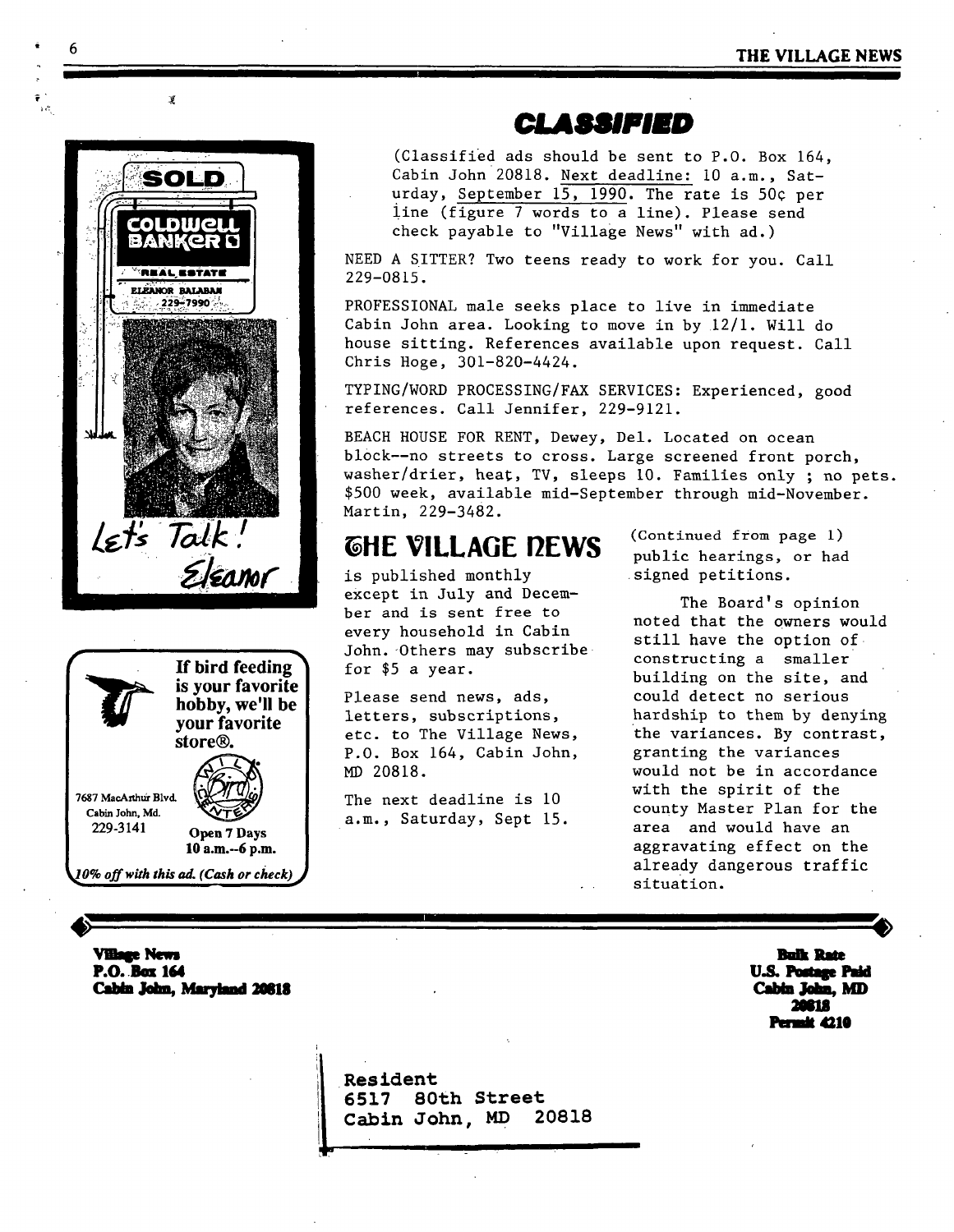# CLASSIFIED

(Classified ads should be sent to P.O. Box 164, Cabin John 20818. Next deadline: 10 a.m., Saturday, September 15, 1990. The rate is 50¢ per line (figure 7 words to a line). Please send check payable to "Village News" with ad.)

NEED A SITTER? Two teens ready to work for you. Call 229-0815.

PROFESSIONAL male seeks place to live in immediate Cabin John area. Looking to move in by 12/1. Will do house sitting. References available upon request. Call Chris Hoge, 301-820-4424.

TYPING/WORD PROCESSING/FAX SERVICES: Experienced, good references. Call Jennifer, 229-9121.

BEACH HOUSE FOR RENT, Dewey, Del. Located on ocean block--no streets to cross. Large screened front porch, washer/drier, heat, TV, sleeps 10. Families only ; no pets. $500 week, available mid-September through mid-November. Martin, 229-3482.

SOLD

COLDWELL BANKER

REAL ESTATE

ELEANOR BALABAN 229-7990

Let's Talk! Eleanor

If bird feeding is your favorite hobby, we'll be your favorite store®.

Wild Bird Centers

7687 MacArthur Blvd. Cabin John, Md. 229-3141

Open 7 Days 10 a.m.--6 p.m.

*10% off with this ad. (Cash or check)*

## THE VILLAGE NEWS

is published monthly except in July and December and is sent free to every household in Cabin John. Others may subscribe for $5 a year.

Please send news, ads, letters, subscriptions, etc. to The Village News, P.O. Box 164, Cabin John, MD 20818.

The next deadline is 10 a.m., Saturday, Sept 15.

(Continued from page 1)

public hearings, or had signed petitions.

The Board's opinion noted that the owners would still have the option of constructing a smaller building on the site, and could detect no serious hardship to them by denying the variances. By contrast, granting the variances would not be in accordance with the spirit of the county Master Plan for the area and would have an aggravating effect on the already dangerous traffic situation.

**Village News**
**P.O. Box 164**
**Cabin John, Maryland 20818**

**Bulk Rate**
**U.S. Postage Paid**
**Cabin John, MD**
**20818**
**Permit 4210**

Resident
6517 80th Street
Cabin John, MD 20818